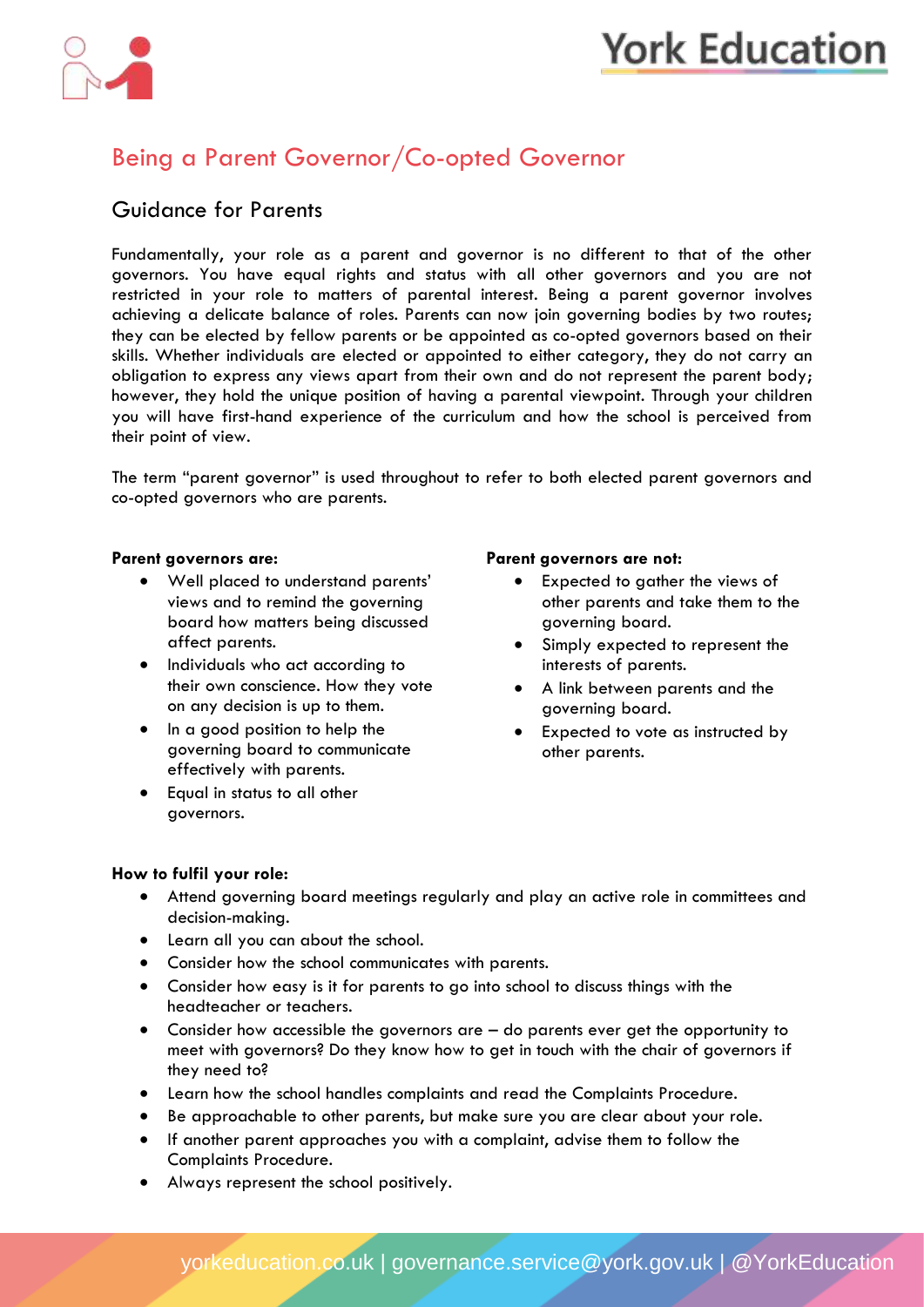# Being a Parent Governor/Co-opted Governor

## Guidance for Parents

Fundamentally, your role as a parent and governor is no different to that of the other governors. You have equal rights and status with all other governors and you are not restricted in your role to matters of parental interest. Being a parent governor involves achieving a delicate balance of roles. Parents can now join governing bodies by two routes; they can be elected by fellow parents or be appointed as co-opted governors based on their skills. Whether individuals are elected or appointed to either category, they do not carry an obligation to express any views apart from their own and do not represent the parent body; however, they hold the unique position of having a parental viewpoint. Through your children you will have first-hand experience of the curriculum and how the school is perceived from their point of view.

The term "parent governor" is used throughout to refer to both elected parent governors and co-opted governors who are parents.

**Parent governors are:**

- Well placed to understand parents' views and to remind the governing board how matters being discussed affect parents.
- Individuals who act according to their own conscience. How they vote on any decision is up to them.
- In a good position to help the governing board to communicate effectively with parents.
- Equal in status to all other governors.

**Parent governors are not:**

- Expected to gather the views of other parents and take them to the governing board.
- Simply expected to represent the interests of parents.
- A link between parents and the governing board.
- Expected to vote as instructed by other parents.

**How to fulfil your role:**

- Attend governing board meetings regularly and play an active role in committees and decision-making.
- Learn all you can about the school.
- Consider how the school communicates with parents.
- Consider how easy is it for parents to go into school to discuss things with the headteacher or teachers.
- Consider how accessible the governors are – do parents ever get the opportunity to meet with governors? Do they know how to get in touch with the chair of governors if they need to?
- Learn how the school handles complaints and read the Complaints Procedure.
- Be approachable to other parents, but make sure you are clear about your role.
- If another parent approaches you with a complaint, advise them to follow the Complaints Procedure.
- Always represent the school positively.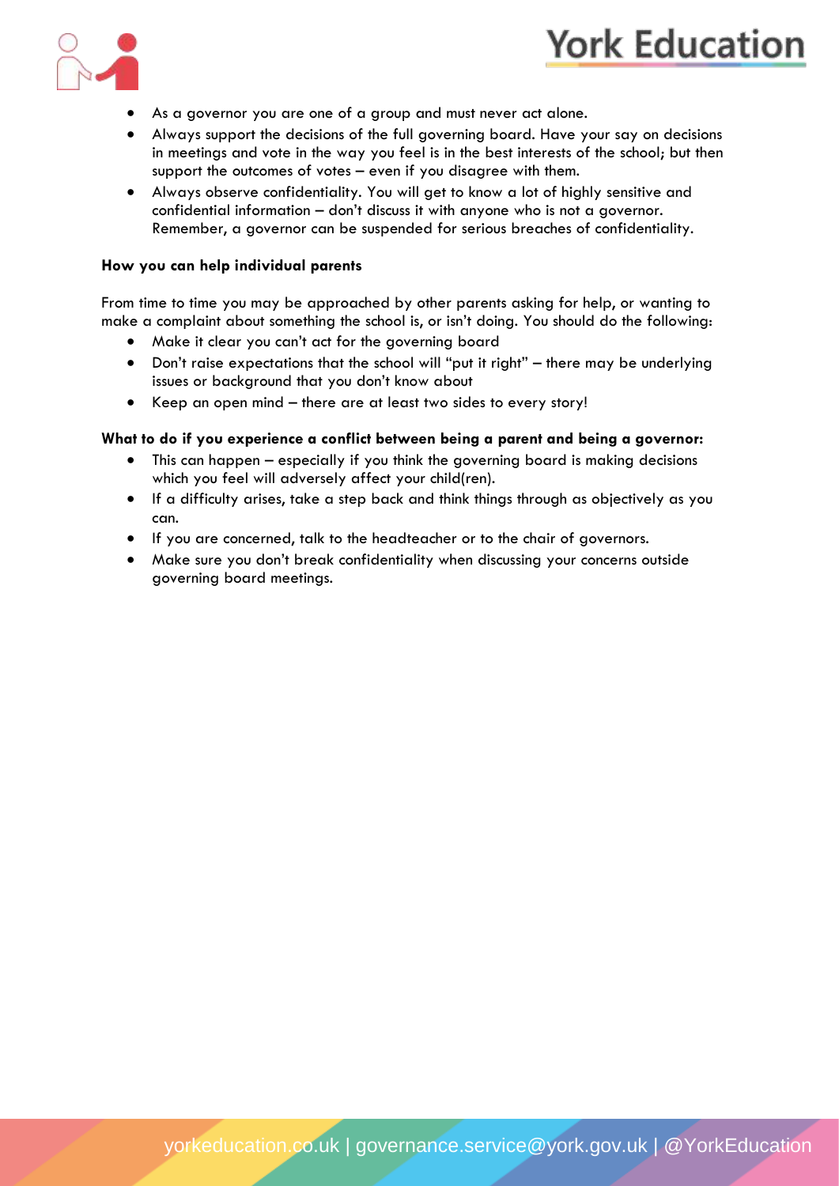- As a governor you are one of a group and must never act alone.
- Always support the decisions of the full governing board. Have your say on decisions in meetings and vote in the way you feel is in the best interests of the school; but then support the outcomes of votes – even if you disagree with them.
- Always observe confidentiality. You will get to know a lot of highly sensitive and confidential information – don't discuss it with anyone who is not a governor. Remember, a governor can be suspended for serious breaches of confidentiality.

**How you can help individual parents**

From time to time you may be approached by other parents asking for help, or wanting to make a complaint about something the school is, or isn't doing. You should do the following:

- Make it clear you can't act for the governing board
- Don't raise expectations that the school will "put it right" – there may be underlying issues or background that you don't know about
- Keep an open mind – there are at least two sides to every story!

**What to do if you experience a conflict between being a parent and being a governor:**

- This can happen – especially if you think the governing board is making decisions which you feel will adversely affect your child(ren).
- If a difficulty arises, take a step back and think things through as objectively as you can.
- If you are concerned, talk to the headteacher or to the chair of governors.
- Make sure you don't break confidentiality when discussing your concerns outside governing board meetings.